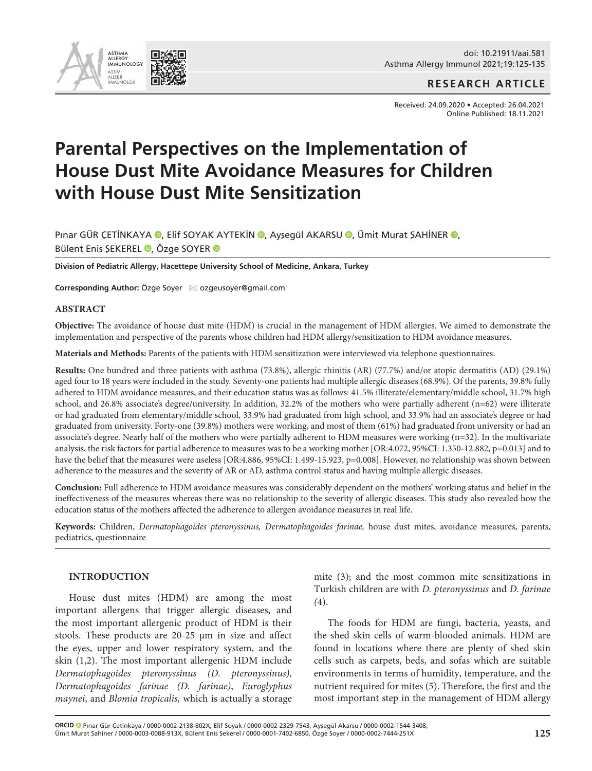RESEARCH ARTICLE

Received: 24.09.2020 • Accepted: 26.04.2021
Online Published: 18.11.2021

# Parental Perspectives on the Implementation of House Dust Mite Avoidance Measures for Children with House Dust Mite Sensitization

Pınar GÜR ÇETİNKAYA, Elif SOYAK AYTEKİN, Ayşegül AKARSU, Ümit Murat ŞAHİNER, Bülent Enis ŞEKEREL, Özge SOYER

**Division of Pediatric Allergy, Hacettepe University School of Medicine, Ankara, Turkey**

**Corresponding Author:** Özge Soyer ✉ ozgeusoyer@gmail.com

## ABSTRACT

**Objective:** The avoidance of house dust mite (HDM) is crucial in the management of HDM allergies. We aimed to demonstrate the implementation and perspective of the parents whose children had HDM allergy/sensitization to HDM avoidance measures.

**Materials and Methods:** Parents of the patients with HDM sensitization were interviewed via telephone questionnaires.

**Results:** One hundred and three patients with asthma (73.8%), allergic rhinitis (AR) (77.7%) and/or atopic dermatitis (AD) (29.1%) aged four to 18 years were included in the study. Seventy-one patients had multiple allergic diseases (68.9%). Of the parents, 39.8% fully adhered to HDM avoidance measures, and their education status was as follows: 41.5% illiterate/elementary/middle school, 31.7% high school, and 26.8% associate's degree/university. In addition, 32.2% of the mothers who were partially adherent (n=62) were illiterate or had graduated from elementary/middle school, 33.9% had graduated from high school, and 33.9% had an associate's degree or had graduated from university. Forty-one (39.8%) mothers were working, and most of them (61%) had graduated from university or had an associate's degree. Nearly half of the mothers who were partially adherent to HDM measures were working (n=32). In the multivariate analysis, the risk factors for partial adherence to measures was to be a working mother [OR:4.072, 95%CI: 1.350-12.882, p=0.013] and to have the belief that the measures were useless [OR:4.886, 95%CI: 1.499-15.923, p=0.008]. However, no relationship was shown between adherence to the measures and the severity of AR or AD, asthma control status and having multiple allergic diseases.

**Conclusion:** Full adherence to HDM avoidance measures was considerably dependent on the mothers' working status and belief in the ineffectiveness of the measures whereas there was no relationship to the severity of allergic diseases. This study also revealed how the education status of the mothers affected the adherence to allergen avoidance measures in real life.

**Keywords:** Children, *Dermatophagoides pteronyssinus, Dermatophagoides farinae,* house dust mites, avoidance measures, parents, pediatrics, questionnaire

## INTRODUCTION

House dust mites (HDM) are among the most important allergens that trigger allergic diseases, and the most important allergenic product of HDM is their stools. These products are 20-25 µm in size and affect the eyes, upper and lower respiratory system, and the skin (1,2). The most important allergenic HDM include *Dermatophagoides pteronyssinus (D. pteronyssinus)*, *Dermatophagoides farinae (D. farinae)*, *Euroglyphus maynei*, and *Blomia tropicalis,* which is actually a storage mite (3); and the most common mite sensitizations in Turkish children are with *D. pteronyssinus* and *D. farinae (*4).

The foods for HDM are fungi, bacteria, yeasts, and the shed skin cells of warm-blooded animals. HDM are found in locations where there are plenty of shed skin cells such as carpets, beds, and sofas which are suitable environments in terms of humidity, temperature, and the nutrient required for mites (5). Therefore, the first and the most important step in the management of HDM allergy

ORCID Pınar Gür Çetinkaya / 0000-0002-2138-802X, Elif Soyak / 0000-0002-2329-7543, Ayşegül Akarsu / 0000-0002-1544-3408, Ümit Murat Şahiner / 0000-0003-0088-913X, Bülent Enis Şekerel / 0000-0001-7402-6850, Özge Soyer / 0000-0002-7444-251X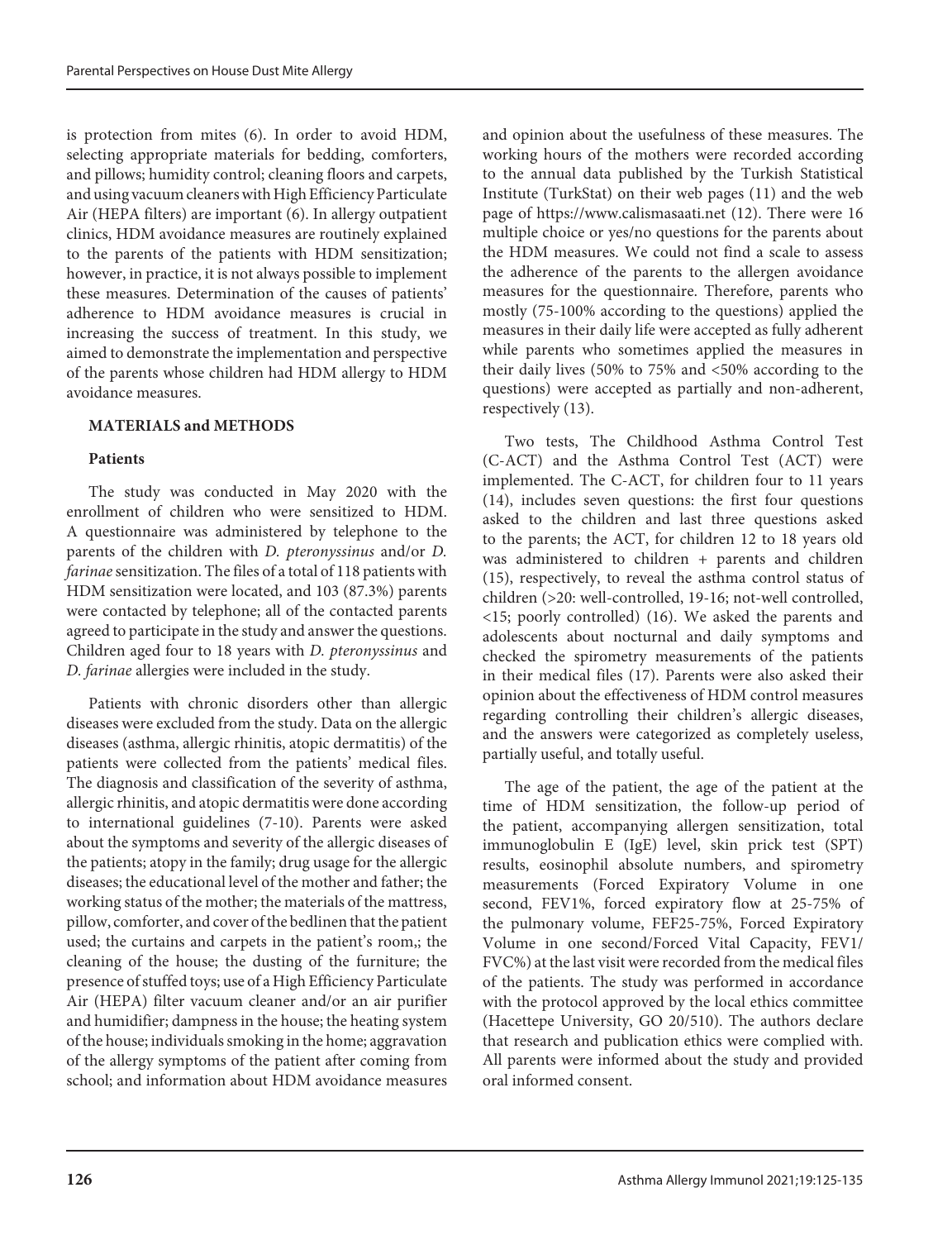is protection from mites (6). In order to avoid HDM, selecting appropriate materials for bedding, comforters, and pillows; humidity control; cleaning floors and carpets, and using vacuum cleaners with High Efficiency Particulate Air (HEPA filters) are important (6). In allergy outpatient clinics, HDM avoidance measures are routinely explained to the parents of the patients with HDM sensitization; however, in practice, it is not always possible to implement these measures. Determination of the causes of patients' adherence to HDM avoidance measures is crucial in increasing the success of treatment. In this study, we aimed to demonstrate the implementation and perspective of the parents whose children had HDM allergy to HDM avoidance measures.

## MATERIALS and METHODS

### Patients

The study was conducted in May 2020 with the enrollment of children who were sensitized to HDM. A questionnaire was administered by telephone to the parents of the children with *D. pteronyssinus* and/or *D. farinae* sensitization. The files of a total of 118 patients with HDM sensitization were located, and 103 (87.3%) parents were contacted by telephone; all of the contacted parents agreed to participate in the study and answer the questions. Children aged four to 18 years with *D. pteronyssinus* and *D. farinae* allergies were included in the study.

Patients with chronic disorders other than allergic diseases were excluded from the study. Data on the allergic diseases (asthma, allergic rhinitis, atopic dermatitis) of the patients were collected from the patients' medical files. The diagnosis and classification of the severity of asthma, allergic rhinitis, and atopic dermatitis were done according to international guidelines (7-10). Parents were asked about the symptoms and severity of the allergic diseases of the patients; atopy in the family; drug usage for the allergic diseases; the educational level of the mother and father; the working status of the mother; the materials of the mattress, pillow, comforter, and cover of the bedlinen that the patient used; the curtains and carpets in the patient's room,; the cleaning of the house; the dusting of the furniture; the presence of stuffed toys; use of a High Efficiency Particulate Air (HEPA) filter vacuum cleaner and/or an air purifier and humidifier; dampness in the house; the heating system of the house; individuals smoking in the home; aggravation of the allergy symptoms of the patient after coming from school; and information about HDM avoidance measures and opinion about the usefulness of these measures. The working hours of the mothers were recorded according to the annual data published by the Turkish Statistical Institute (TurkStat) on their web pages (11) and the web page of https://www.calismasaati.net (12). There were 16 multiple choice or yes/no questions for the parents about the HDM measures. We could not find a scale to assess the adherence of the parents to the allergen avoidance measures for the questionnaire. Therefore, parents who mostly (75-100% according to the questions) applied the measures in their daily life were accepted as fully adherent while parents who sometimes applied the measures in their daily lives (50% to 75% and <50% according to the questions) were accepted as partially and non-adherent, respectively (13).

Two tests, The Childhood Asthma Control Test (C-ACT) and the Asthma Control Test (ACT) were implemented. The C-ACT, for children four to 11 years (14), includes seven questions: the first four questions asked to the children and last three questions asked to the parents; the ACT, for children 12 to 18 years old was administered to children + parents and children (15), respectively, to reveal the asthma control status of children (>20: well-controlled, 19-16; not-well controlled, <15; poorly controlled) (16). We asked the parents and adolescents about nocturnal and daily symptoms and checked the spirometry measurements of the patients in their medical files (17). Parents were also asked their opinion about the effectiveness of HDM control measures regarding controlling their children's allergic diseases, and the answers were categorized as completely useless, partially useful, and totally useful.

The age of the patient, the age of the patient at the time of HDM sensitization, the follow-up period of the patient, accompanying allergen sensitization, total immunoglobulin E (IgE) level, skin prick test (SPT) results, eosinophil absolute numbers, and spirometry measurements (Forced Expiratory Volume in one second, FEV1%, forced expiratory flow at 25-75% of the pulmonary volume, FEF25-75%, Forced Expiratory Volume in one second/Forced Vital Capacity, FEV1/FVC%) at the last visit were recorded from the medical files of the patients. The study was performed in accordance with the protocol approved by the local ethics committee (Hacettepe University, GO 20/510). The authors declare that research and publication ethics were complied with. All parents were informed about the study and provided oral informed consent.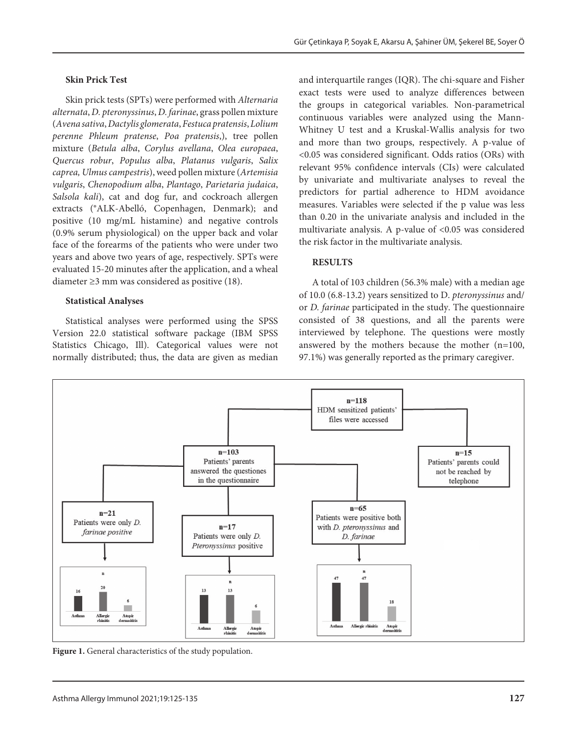**Skin Prick Test**

Skin prick tests (SPTs) were performed with *Alternaria alternata*, *D. pteronyssinus*, *D. farinae*, grass pollen mixture (*Avena sativa*, *Dactylis glomerata*, *Festuca pratensis*, *Lolium perenne Phleum pratense*, *Poa pratensis*,), tree pollen mixture (*Betula alba*, *Corylus avellana*, *Olea europaea*, *Quercus robur*, *Populus alba*, *Platanus vulgaris*, *Salix caprea, Ulmus campestris*), weed pollen mixture (*Artemisia vulgaris*, *Chenopodium alba*, *Plantago*, *Parietaria judaica*, *Salsola kali*), cat and dog fur, and cockroach allergen extracts (®ALK-Abelló, Copenhagen, Denmark); and positive (10 mg/mL histamine) and negative controls (0.9% serum physiological) on the upper back and volar face of the forearms of the patients who were under two years and above two years of age, respectively. SPTs were evaluated 15-20 minutes after the application, and a wheal diameter ≥3 mm was considered as positive (18).

**Statistical Analyses**

Statistical analyses were performed using the SPSS Version 22.0 statistical software package (IBM SPSS Statistics Chicago, Ill). Categorical values were not normally distributed; thus, the data are given as median and interquartile ranges (IQR). The chi-square and Fisher exact tests were used to analyze differences between the groups in categorical variables. Non-parametrical continuous variables were analyzed using the Mann-Whitney U test and a Kruskal-Wallis analysis for two and more than two groups, respectively. A p-value of <0.05 was considered significant. Odds ratios (ORs) with relevant 95% confidence intervals (CIs) were calculated by univariate and multivariate analyses to reveal the predictors for partial adherence to HDM avoidance measures. Variables were selected if the p value was less than 0.20 in the univariate analysis and included in the multivariate analysis. A p-value of <0.05 was considered the risk factor in the multivariate analysis.

**RESULTS**

A total of 103 children (56.3% male) with a median age of 10.0 (6.8-13.2) years sensitized to D. *pteronyssinus* and/or *D. farinae* participated in the study. The questionnaire consisted of 38 questions, and all the parents were interviewed by telephone. The questions were mostly answered by the mothers because the mother (n=100, 97.1%) was generally reported as the primary caregiver.

**Figure 1.** General characteristics of the study population.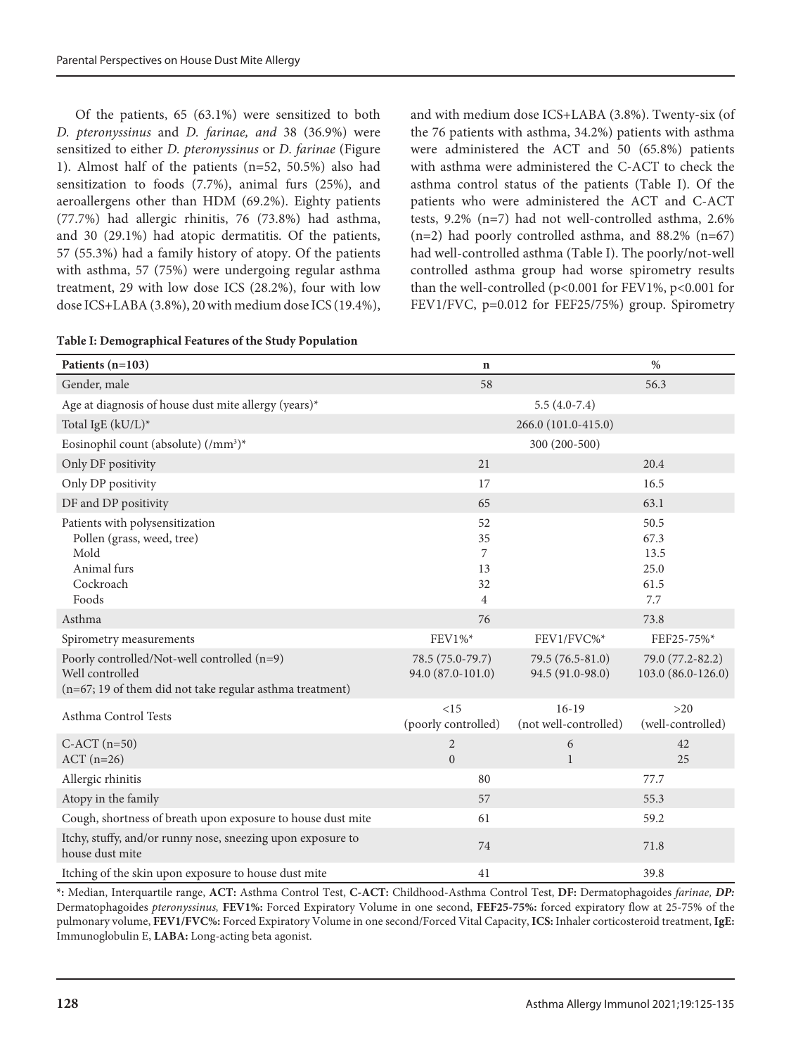Of the patients, 65 (63.1%) were sensitized to both *D. pteronyssinus* and *D. farinae, and* 38 (36.9%) were sensitized to either *D. pteronyssinus* or *D. farinae* (Figure 1). Almost half of the patients (n=52, 50.5%) also had sensitization to foods (7.7%), animal furs (25%), and aeroallergens other than HDM (69.2%). Eighty patients (77.7%) had allergic rhinitis, 76 (73.8%) had asthma, and 30 (29.1%) had atopic dermatitis. Of the patients, 57 (55.3%) had a family history of atopy. Of the patients with asthma, 57 (75%) were undergoing regular asthma treatment, 29 with low dose ICS (28.2%), four with low dose ICS+LABA (3.8%), 20 with medium dose ICS (19.4%), and with medium dose ICS+LABA (3.8%). Twenty-six (of the 76 patients with asthma, 34.2%) patients with asthma were administered the ACT and 50 (65.8%) patients with asthma were administered the C-ACT to check the asthma control status of the patients (Table I). Of the patients who were administered the ACT and C-ACT tests, 9.2% (n=7) had not well-controlled asthma, 2.6% (n=2) had poorly controlled asthma, and 88.2% (n=67) had well-controlled asthma (Table I). The poorly/not-well controlled asthma group had worse spirometry results than the well-controlled (p<0.001 for FEV1%, p<0.001 for FEV1/FVC, p=0.012 for FEF25/75%) group. Spirometry

**Table I: Demographical Features of the Study Population**

| Patients (n=103) | n | | % |
|---|---|---|---|
| Gender, male | 58 | | 56.3 |
| Age at diagnosis of house dust mite allergy (years)* | 5.5 (4.0-7.4) | | |
| Total IgE (kU/L)* | 266.0 (101.0-415.0) | | |
| Eosinophil count (absolute) (/mm³)* | 300 (200-500) | | |
| Only DF positivity | 21 | | 20.4 |
| Only DP positivity | 17 | | 16.5 |
| DF and DP positivity | 65 | | 63.1 |
| Patients with polysensitization | 52 | | 50.5 |
| Pollen (grass, weed, tree) | 35 | | 67.3 |
| Mold | 7 | | 13.5 |
| Animal furs | 13 | | 25.0 |
| Cockroach | 32 | | 61.5 |
| Foods | 4 | | 7.7 |
| Asthma | 76 | | 73.8 |
| Spirometry measurements | FEV1%* | FEV1/FVC%* | FEF25-75%* |
| Poorly controlled/Not-well controlled (n=9) | 78.5 (75.0-79.7) | 79.5 (76.5-81.0) | 79.0 (77.2-82.2) |
| Well controlled (n=67; 19 of them did not take regular asthma treatment) | 94.0 (87.0-101.0) | 94.5 (91.0-98.0) | 103.0 (86.0-126.0) |
| Asthma Control Tests | <15 (poorly controlled) | 16-19 (not well-controlled) | >20 (well-controlled) |
| C-ACT (n=50) | 2 | 6 | 42 |
| ACT (n=26) | 0 | 1 | 25 |
| Allergic rhinitis | 80 | | 77.7 |
| Atopy in the family | 57 | | 55.3 |
| Cough, shortness of breath upon exposure to house dust mite | 61 | | 59.2 |
| Itchy, stuffy, and/or runny nose, sneezing upon exposure to house dust mite | 74 | | 71.8 |
| Itching of the skin upon exposure to house dust mite | 41 | | 39.8 |

*: Median, Interquartile range, **ACT:** Asthma Control Test, **C-ACT:** Childhood-Asthma Control Test, **DF:** Dermatophagoides *farinae,* ***DP:*** Dermatophagoides *pteronyssinus,* **FEV1%:** Forced Expiratory Volume in one second, **FEF25-75%:** forced expiratory flow at 25-75% of the pulmonary volume, **FEV1/FVC%:** Forced Expiratory Volume in one second/Forced Vital Capacity, **ICS:** Inhaler corticosteroid treatment, **IgE:** Immunoglobulin E, **LABA:** Long-acting beta agonist.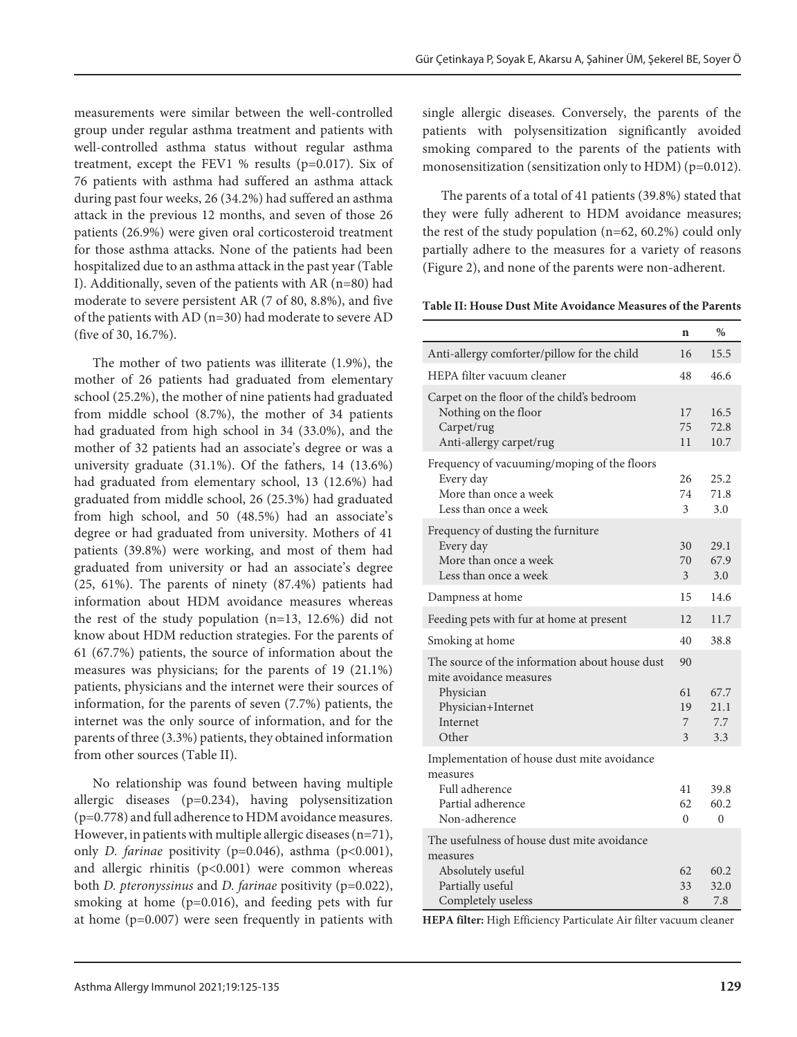measurements were similar between the well-controlled group under regular asthma treatment and patients with well-controlled asthma status without regular asthma treatment, except the FEV1 % results (p=0.017). Six of 76 patients with asthma had suffered an asthma attack during past four weeks, 26 (34.2%) had suffered an asthma attack in the previous 12 months, and seven of those 26 patients (26.9%) were given oral corticosteroid treatment for those asthma attacks. None of the patients had been hospitalized due to an asthma attack in the past year (Table I). Additionally, seven of the patients with AR (n=80) had moderate to severe persistent AR (7 of 80, 8.8%), and five of the patients with AD (n=30) had moderate to severe AD (five of 30, 16.7%).

The mother of two patients was illiterate (1.9%), the mother of 26 patients had graduated from elementary school (25.2%), the mother of nine patients had graduated from middle school (8.7%), the mother of 34 patients had graduated from high school in 34 (33.0%), and the mother of 32 patients had an associate's degree or was a university graduate (31.1%). Of the fathers, 14 (13.6%) had graduated from elementary school, 13 (12.6%) had graduated from middle school, 26 (25.3%) had graduated from high school, and 50 (48.5%) had an associate's degree or had graduated from university. Mothers of 41 patients (39.8%) were working, and most of them had graduated from university or had an associate's degree (25, 61%). The parents of ninety (87.4%) patients had information about HDM avoidance measures whereas the rest of the study population (n=13, 12.6%) did not know about HDM reduction strategies. For the parents of 61 (67.7%) patients, the source of information about the measures was physicians; for the parents of 19 (21.1%) patients, physicians and the internet were their sources of information, for the parents of seven (7.7%) patients, the internet was the only source of information, and for the parents of three (3.3%) patients, they obtained information from other sources (Table II).

No relationship was found between having multiple allergic diseases (p=0.234), having polysensitization (p=0.778) and full adherence to HDM avoidance measures. However, in patients with multiple allergic diseases (n=71), only *D. farinae* positivity (p=0.046), asthma (p<0.001), and allergic rhinitis (p<0.001) were common whereas both *D. pteronyssinus* and *D. farinae* positivity (p=0.022), smoking at home (p=0.016), and feeding pets with fur at home (p=0.007) were seen frequently in patients with single allergic diseases. Conversely, the parents of the patients with polysensitization significantly avoided smoking compared to the parents of the patients with monosensitization (sensitization only to HDM) (p=0.012).

The parents of a total of 41 patients (39.8%) stated that they were fully adherent to HDM avoidance measures; the rest of the study population (n=62, 60.2%) could only partially adhere to the measures for a variety of reasons (Figure 2), and none of the parents were non-adherent.

**Table II: House Dust Mite Avoidance Measures of the Parents**

| | n | % |
|---|---|---|
| Anti-allergy comforter/pillow for the child | 16 | 15.5 |
| HEPA filter vacuum cleaner | 48 | 46.6 |
| Carpet on the floor of the child's bedroom | | |
| Nothing on the floor | 17 | 16.5 |
| Carpet/rug | 75 | 72.8 |
| Anti-allergy carpet/rug | 11 | 10.7 |
| Frequency of vacuuming/moping of the floors | | |
| Every day | 26 | 25.2 |
| More than once a week | 74 | 71.8 |
| Less than once a week | 3 | 3.0 |
| Frequency of dusting the furniture | | |
| Every day | 30 | 29.1 |
| More than once a week | 70 | 67.9 |
| Less than once a week | 3 | 3.0 |
| Dampness at home | 15 | 14.6 |
| Feeding pets with fur at home at present | 12 | 11.7 |
| Smoking at home | 40 | 38.8 |
| The source of the information about house dust mite avoidance measures | 90 | |
| Physician | 61 | 67.7 |
| Physician+Internet | 19 | 21.1 |
| Internet | 7 | 7.7 |
| Other | 3 | 3.3 |
| Implementation of house dust mite avoidance measures | | |
| Full adherence | 41 | 39.8 |
| Partial adherence | 62 | 60.2 |
| Non-adherence | 0 | 0 |
| The usefulness of house dust mite avoidance measures | | |
| Absolutely useful | 62 | 60.2 |
| Partially useful | 33 | 32.0 |
| Completely useless | 8 | 7.8 |

**HEPA filter:** High Efficiency Particulate Air filter vacuum cleaner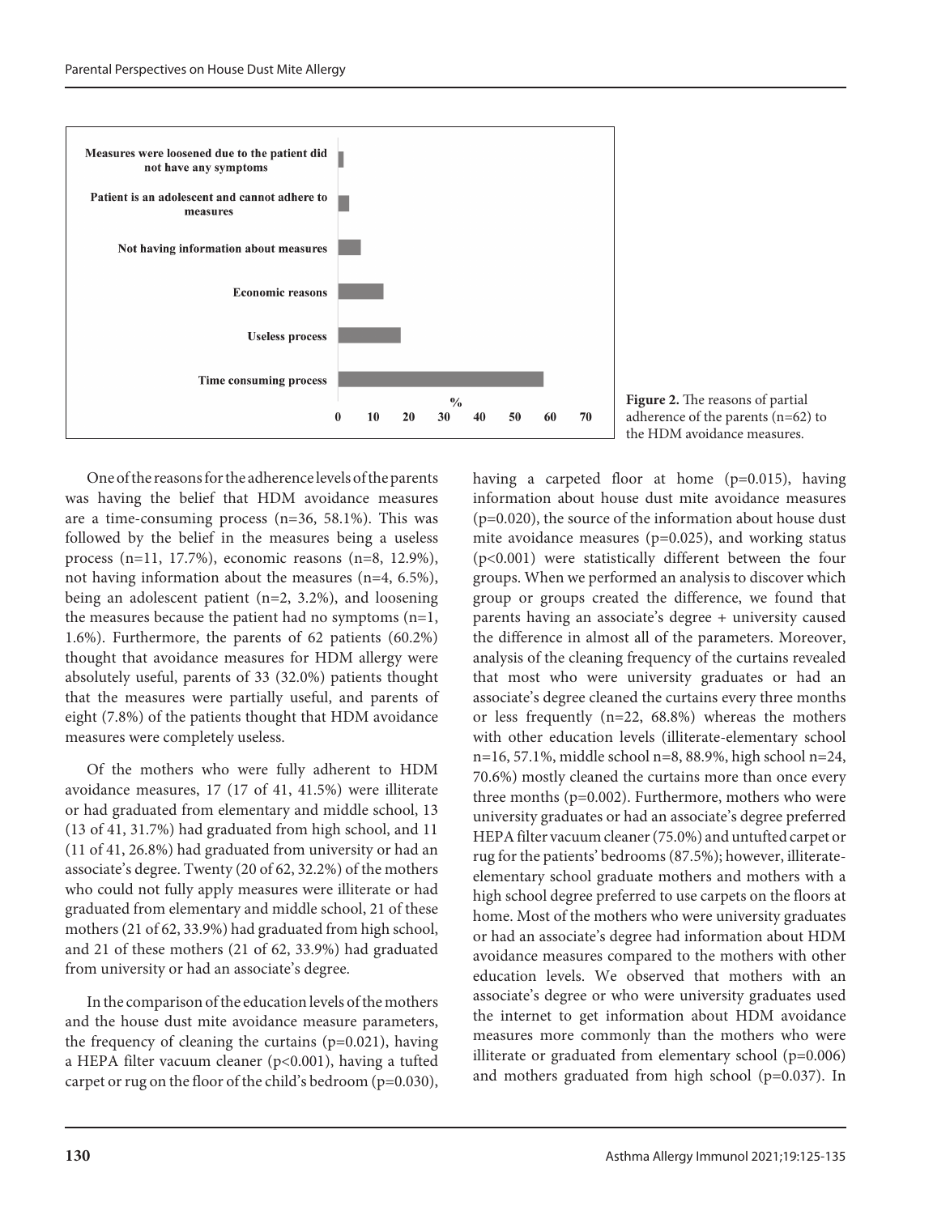Measures were loosened due to the patient did not have any symptoms

Patient is an adolescent and cannot adhere to measures

Not having information about measures

Economic reasons

Useless process

Time consuming process

%

0 10 20 30 40 50 60 70

**Figure 2.** The reasons of partial adherence of the parents (n=62) to the HDM avoidance measures.

One of the reasons for the adherence levels of the parents was having the belief that HDM avoidance measures are a time-consuming process (n=36, 58.1%). This was followed by the belief in the measures being a useless process (n=11, 17.7%), economic reasons (n=8, 12.9%), not having information about the measures (n=4, 6.5%), being an adolescent patient (n=2, 3.2%), and loosening the measures because the patient had no symptoms (n=1, 1.6%). Furthermore, the parents of 62 patients (60.2%) thought that avoidance measures for HDM allergy were absolutely useful, parents of 33 (32.0%) patients thought that the measures were partially useful, and parents of eight (7.8%) of the patients thought that HDM avoidance measures were completely useless.

Of the mothers who were fully adherent to HDM avoidance measures, 17 (17 of 41, 41.5%) were illiterate or had graduated from elementary and middle school, 13 (13 of 41, 31.7%) had graduated from high school, and 11 (11 of 41, 26.8%) had graduated from university or had an associate's degree. Twenty (20 of 62, 32.2%) of the mothers who could not fully apply measures were illiterate or had graduated from elementary and middle school, 21 of these mothers (21 of 62, 33.9%) had graduated from high school, and 21 of these mothers (21 of 62, 33.9%) had graduated from university or had an associate's degree.

In the comparison of the education levels of the mothers and the house dust mite avoidance measure parameters, the frequency of cleaning the curtains ($p=0.021$), having a HEPA filter vacuum cleaner ($p<0.001$), having a tufted carpet or rug on the floor of the child's bedroom ($p=0.030$), having a carpeted floor at home ($p=0.015$), having information about house dust mite avoidance measures ($p=0.020$), the source of the information about house dust mite avoidance measures ($p=0.025$), and working status ($p<0.001$) were statistically different between the four groups. When we performed an analysis to discover which group or groups created the difference, we found that parents having an associate's degree + university caused the difference in almost all of the parameters. Moreover, analysis of the cleaning frequency of the curtains revealed that most who were university graduates or had an associate's degree cleaned the curtains every three months or less frequently (n=22, 68.8%) whereas the mothers with other education levels (illiterate-elementary school n=16, 57.1%, middle school n=8, 88.9%, high school n=24, 70.6%) mostly cleaned the curtains more than once every three months ($p=0.002$). Furthermore, mothers who were university graduates or had an associate's degree preferred HEPA filter vacuum cleaner (75.0%) and untufted carpet or rug for the patients' bedrooms (87.5%); however, illiterate-elementary school graduate mothers and mothers with a high school degree preferred to use carpets on the floors at home. Most of the mothers who were university graduates or had an associate's degree had information about HDM avoidance measures compared to the mothers with other education levels. We observed that mothers with an associate's degree or who were university graduates used the internet to get information about HDM avoidance measures more commonly than the mothers who were illiterate or graduated from elementary school ($p=0.006$) and mothers graduated from high school ($p=0.037$). In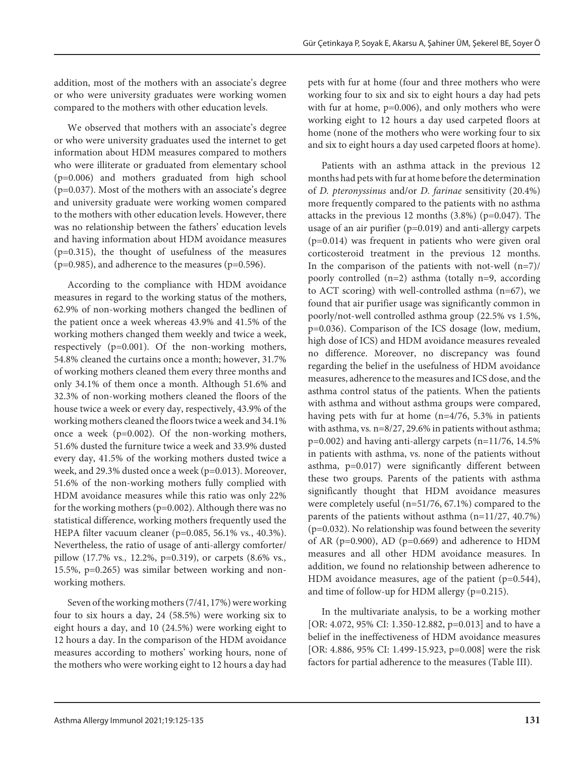addition, most of the mothers with an associate's degree or who were university graduates were working women compared to the mothers with other education levels.

We observed that mothers with an associate's degree or who were university graduates used the internet to get information about HDM measures compared to mothers who were illiterate or graduated from elementary school (p=0.006) and mothers graduated from high school (p=0.037). Most of the mothers with an associate's degree and university graduate were working women compared to the mothers with other education levels. However, there was no relationship between the fathers' education levels and having information about HDM avoidance measures (p=0.315), the thought of usefulness of the measures (p=0.985), and adherence to the measures (p=0.596).

According to the compliance with HDM avoidance measures in regard to the working status of the mothers, 62.9% of non-working mothers changed the bedlinen of the patient once a week whereas 43.9% and 41.5% of the working mothers changed them weekly and twice a week, respectively (p=0.001). Of the non-working mothers, 54.8% cleaned the curtains once a month; however, 31.7% of working mothers cleaned them every three months and only 34.1% of them once a month. Although 51.6% and 32.3% of non-working mothers cleaned the floors of the house twice a week or every day, respectively, 43.9% of the working mothers cleaned the floors twice a week and 34.1% once a week (p=0.002). Of the non-working mothers, 51.6% dusted the furniture twice a week and 33.9% dusted every day, 41.5% of the working mothers dusted twice a week, and 29.3% dusted once a week (p=0.013). Moreover, 51.6% of the non-working mothers fully complied with HDM avoidance measures while this ratio was only 22% for the working mothers (p=0.002). Although there was no statistical difference, working mothers frequently used the HEPA filter vacuum cleaner (p=0.085, 56.1% vs., 40.3%). Nevertheless, the ratio of usage of anti-allergy comforter/pillow (17.7% vs*.,* 12.2%, p=0.319), or carpets (8.6% vs*.,* 15.5%, p=0.265) was similar between working and non-working mothers.

Seven of the working mothers (7/41, 17%) were working four to six hours a day, 24 (58.5%) were working six to eight hours a day, and 10 (24.5%) were working eight to 12 hours a day. In the comparison of the HDM avoidance measures according to mothers' working hours, none of the mothers who were working eight to 12 hours a day had pets with fur at home (four and three mothers who were working four to six and six to eight hours a day had pets with fur at home, p=0.006), and only mothers who were working eight to 12 hours a day used carpeted floors at home (none of the mothers who were working four to six and six to eight hours a day used carpeted floors at home).

Patients with an asthma attack in the previous 12 months had pets with fur at home before the determination of *D. pteronyssinus* and/or *D. farinae* sensitivity (20.4%) more frequently compared to the patients with no asthma attacks in the previous 12 months (3.8%) (p=0.047). The usage of an air purifier (p=0.019) and anti-allergy carpets (p=0.014) was frequent in patients who were given oral corticosteroid treatment in the previous 12 months. In the comparison of the patients with not-well (n=7)/poorly controlled (n=2) asthma (totally n=9, according to ACT scoring) with well-controlled asthma (n=67), we found that air purifier usage was significantly common in poorly/not-well controlled asthma group (22.5% vs 1.5%, p=0.036). Comparison of the ICS dosage (low, medium, high dose of ICS) and HDM avoidance measures revealed no difference. Moreover, no discrepancy was found regarding the belief in the usefulness of HDM avoidance measures, adherence to the measures and ICS dose, and the asthma control status of the patients. When the patients with asthma and without asthma groups were compared, having pets with fur at home (n=4/76, 5.3% in patients with asthma, vs*.* n=8/27, 29.6% in patients without asthma; p=0.002) and having anti-allergy carpets (n=11/76, 14.5% in patients with asthma, vs. none of the patients without asthma, p=0.017) were significantly different between these two groups. Parents of the patients with asthma significantly thought that HDM avoidance measures were completely useful (n=51/76, 67.1%) compared to the parents of the patients without asthma (n=11/27, 40.7%) (p=0.032). No relationship was found between the severity of AR (p=0.900), AD (p=0.669) and adherence to HDM measures and all other HDM avoidance measures. In addition, we found no relationship between adherence to HDM avoidance measures, age of the patient (p=0.544), and time of follow-up for HDM allergy (p=0.215).

In the multivariate analysis, to be a working mother [OR: 4.072, 95% CI: 1.350-12.882, p=0.013] and to have a belief in the ineffectiveness of HDM avoidance measures [OR: 4.886, 95% CI: 1.499-15.923, p=0.008] were the risk factors for partial adherence to the measures (Table III).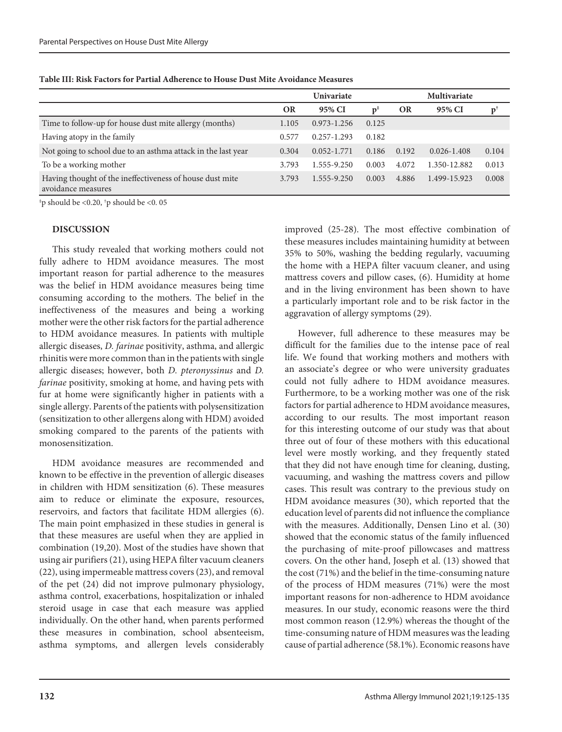**Table III: Risk Factors for Partial Adherence to House Dust Mite Avoidance Measures**

| | Univariate | | | Multivariate | | |
|---|---|---|---|---|---|---|
| | OR | 95% CI | p‡ | OR | 95% CI | p† |
| Time to follow-up for house dust mite allergy (months) | 1.105 | 0.973-1.256 | 0.125 | | | |
| Having atopy in the family | 0.577 | 0.257-1.293 | 0.182 | | | |
| Not going to school due to an asthma attack in the last year | 0.304 | 0.052-1.771 | 0.186 | 0.192 | 0.026-1.408 | 0.104 |
| To be a working mother | 3.793 | 1.555-9.250 | 0.003 | 4.072 | 1.350-12.882 | 0.013 |
| Having thought of the ineffectiveness of house dust mite avoidance measures | 3.793 | 1.555-9.250 | 0.003 | 4.886 | 1.499-15.923 | 0.008 |

‡p should be <0.20, †p should be <0. 05

## DISCUSSION

This study revealed that working mothers could not fully adhere to HDM avoidance measures. The most important reason for partial adherence to the measures was the belief in HDM avoidance measures being time consuming according to the mothers. The belief in the ineffectiveness of the measures and being a working mother were the other risk factors for the partial adherence to HDM avoidance measures. In patients with multiple allergic diseases, *D. farinae* positivity, asthma, and allergic rhinitis were more common than in the patients with single allergic diseases; however, both *D. pteronyssinus* and *D. farinae* positivity, smoking at home, and having pets with fur at home were significantly higher in patients with a single allergy. Parents of the patients with polysensitization (sensitization to other allergens along with HDM) avoided smoking compared to the parents of the patients with monosensitization.

HDM avoidance measures are recommended and known to be effective in the prevention of allergic diseases in children with HDM sensitization (6). These measures aim to reduce or eliminate the exposure, resources, reservoirs, and factors that facilitate HDM allergies (6). The main point emphasized in these studies in general is that these measures are useful when they are applied in combination (19,20). Most of the studies have shown that using air purifiers (21), using HEPA filter vacuum cleaners (22), using impermeable mattress covers (23), and removal of the pet (24) did not improve pulmonary physiology, asthma control, exacerbations, hospitalization or inhaled steroid usage in case that each measure was applied individually. On the other hand, when parents performed these measures in combination, school absenteeism, asthma symptoms, and allergen levels considerably improved (25-28). The most effective combination of these measures includes maintaining humidity at between 35% to 50%, washing the bedding regularly, vacuuming the home with a HEPA filter vacuum cleaner, and using mattress covers and pillow cases, (6). Humidity at home and in the living environment has been shown to have a particularly important role and to be risk factor in the aggravation of allergy symptoms (29).

However, full adherence to these measures may be difficult for the families due to the intense pace of real life. We found that working mothers and mothers with an associate's degree or who were university graduates could not fully adhere to HDM avoidance measures. Furthermore, to be a working mother was one of the risk factors for partial adherence to HDM avoidance measures, according to our results. The most important reason for this interesting outcome of our study was that about three out of four of these mothers with this educational level were mostly working, and they frequently stated that they did not have enough time for cleaning, dusting, vacuuming, and washing the mattress covers and pillow cases. This result was contrary to the previous study on HDM avoidance measures (30), which reported that the education level of parents did not influence the compliance with the measures. Additionally, Densen Lino et al. (30) showed that the economic status of the family influenced the purchasing of mite-proof pillowcases and mattress covers. On the other hand, Joseph et al. (13) showed that the cost (71%) and the belief in the time-consuming nature of the process of HDM measures (71%) were the most important reasons for non-adherence to HDM avoidance measures. In our study, economic reasons were the third most common reason (12.9%) whereas the thought of the time-consuming nature of HDM measures was the leading cause of partial adherence (58.1%). Economic reasons have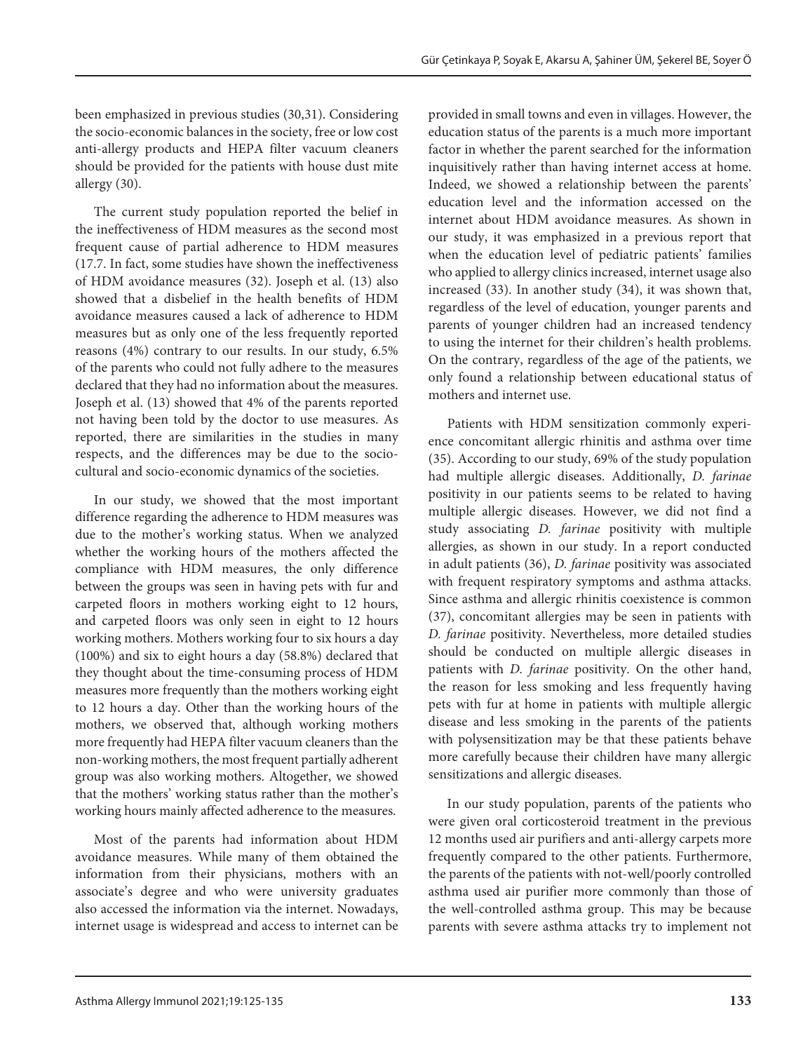been emphasized in previous studies (30,31). Considering the socio-economic balances in the society, free or low cost anti-allergy products and HEPA filter vacuum cleaners should be provided for the patients with house dust mite allergy (30).

The current study population reported the belief in the ineffectiveness of HDM measures as the second most frequent cause of partial adherence to HDM measures (17.7. In fact, some studies have shown the ineffectiveness of HDM avoidance measures (32). Joseph et al. (13) also showed that a disbelief in the health benefits of HDM avoidance measures caused a lack of adherence to HDM measures but as only one of the less frequently reported reasons (4%) contrary to our results. In our study, 6.5% of the parents who could not fully adhere to the measures declared that they had no information about the measures. Joseph et al. (13) showed that 4% of the parents reported not having been told by the doctor to use measures. As reported, there are similarities in the studies in many respects, and the differences may be due to the socio-cultural and socio-economic dynamics of the societies.

In our study, we showed that the most important difference regarding the adherence to HDM measures was due to the mother's working status. When we analyzed whether the working hours of the mothers affected the compliance with HDM measures, the only difference between the groups was seen in having pets with fur and carpeted floors in mothers working eight to 12 hours, and carpeted floors was only seen in eight to 12 hours working mothers. Mothers working four to six hours a day (100%) and six to eight hours a day (58.8%) declared that they thought about the time-consuming process of HDM measures more frequently than the mothers working eight to 12 hours a day. Other than the working hours of the mothers, we observed that, although working mothers more frequently had HEPA filter vacuum cleaners than the non-working mothers, the most frequent partially adherent group was also working mothers. Altogether, we showed that the mothers' working status rather than the mother's working hours mainly affected adherence to the measures.

Most of the parents had information about HDM avoidance measures. While many of them obtained the information from their physicians, mothers with an associate's degree and who were university graduates also accessed the information via the internet. Nowadays, internet usage is widespread and access to internet can be provided in small towns and even in villages. However, the education status of the parents is a much more important factor in whether the parent searched for the information inquisitively rather than having internet access at home. Indeed, we showed a relationship between the parents' education level and the information accessed on the internet about HDM avoidance measures. As shown in our study, it was emphasized in a previous report that when the education level of pediatric patients' families who applied to allergy clinics increased, internet usage also increased (33). In another study (34), it was shown that, regardless of the level of education, younger parents and parents of younger children had an increased tendency to using the internet for their children's health problems. On the contrary, regardless of the age of the patients, we only found a relationship between educational status of mothers and internet use.

Patients with HDM sensitization commonly experience concomitant allergic rhinitis and asthma over time (35). According to our study, 69% of the study population had multiple allergic diseases. Additionally, *D. farinae* positivity in our patients seems to be related to having multiple allergic diseases. However, we did not find a study associating *D. farinae* positivity with multiple allergies, as shown in our study. In a report conducted in adult patients (36), *D. farinae* positivity was associated with frequent respiratory symptoms and asthma attacks. Since asthma and allergic rhinitis coexistence is common (37), concomitant allergies may be seen in patients with *D. farinae* positivity. Nevertheless, more detailed studies should be conducted on multiple allergic diseases in patients with *D. farinae* positivity. On the other hand, the reason for less smoking and less frequently having pets with fur at home in patients with multiple allergic disease and less smoking in the parents of the patients with polysensitization may be that these patients behave more carefully because their children have many allergic sensitizations and allergic diseases.

In our study population, parents of the patients who were given oral corticosteroid treatment in the previous 12 months used air purifiers and anti-allergy carpets more frequently compared to the other patients. Furthermore, the parents of the patients with not-well/poorly controlled asthma used air purifier more commonly than those of the well-controlled asthma group. This may be because parents with severe asthma attacks try to implement not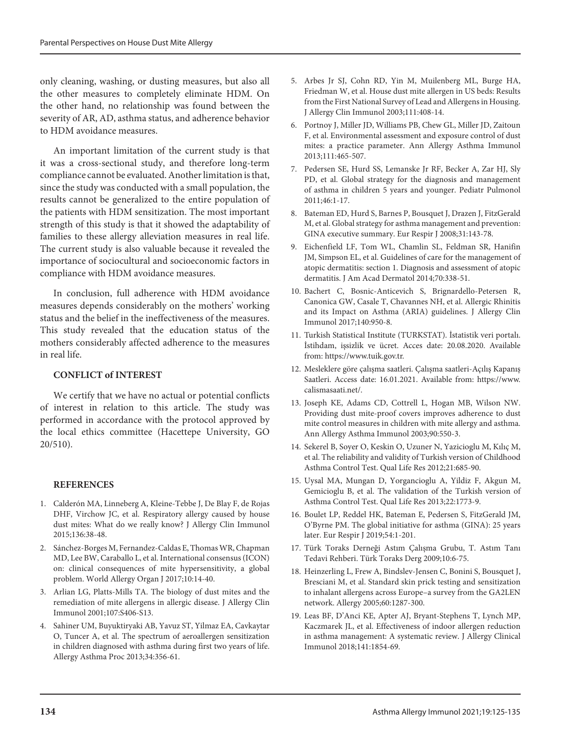only cleaning, washing, or dusting measures, but also all the other measures to completely eliminate HDM. On the other hand, no relationship was found between the severity of AR, AD, asthma status, and adherence behavior to HDM avoidance measures.

An important limitation of the current study is that it was a cross-sectional study, and therefore long-term compliance cannot be evaluated. Another limitation is that, since the study was conducted with a small population, the results cannot be generalized to the entire population of the patients with HDM sensitization. The most important strength of this study is that it showed the adaptability of families to these allergy alleviation measures in real life. The current study is also valuable because it revealed the importance of sociocultural and socioeconomic factors in compliance with HDM avoidance measures.

In conclusion, full adherence with HDM avoidance measures depends considerably on the mothers' working status and the belief in the ineffectiveness of the measures. This study revealed that the education status of the mothers considerably affected adherence to the measures in real life.

**CONFLICT of INTEREST**

We certify that we have no actual or potential conflicts of interest in relation to this article. The study was performed in accordance with the protocol approved by the local ethics committee (Hacettepe University, GO 20/510).

**REFERENCES**

1. Calderón MA, Linneberg A, Kleine-Tebbe J, De Blay F, de Rojas DHF, Virchow JC, et al. Respiratory allergy caused by house dust mites: What do we really know? J Allergy Clin Immunol 2015;136:38-48.
2. Sánchez-Borges M, Fernandez-Caldas E, Thomas WR, Chapman MD, Lee BW, Caraballo L, et al. International consensus (ICON) on: clinical consequences of mite hypersensitivity, a global problem. World Allergy Organ J 2017;10:14-40.
3. Arlian LG, Platts-Mills TA. The biology of dust mites and the remediation of mite allergens in allergic disease. J Allergy Clin Immunol 2001;107:S406-S13.
4. Sahiner UM, Buyuktiryaki AB, Yavuz ST, Yilmaz EA, Cavkaytar O, Tuncer A, et al. The spectrum of aeroallergen sensitization in children diagnosed with asthma during first two years of life. Allergy Asthma Proc 2013;34:356-61.
5. Arbes Jr SJ, Cohn RD, Yin M, Muilenberg ML, Burge HA, Friedman W, et al. House dust mite allergen in US beds: Results from the First National Survey of Lead and Allergens in Housing. J Allergy Clin Immunol 2003;111:408-14.
6. Portnoy J, Miller JD, Williams PB, Chew GL, Miller JD, Zaitoun F, et al. Environmental assessment and exposure control of dust mites: a practice parameter. Ann Allergy Asthma Immunol 2013;111:465-507.
7. Pedersen SE, Hurd SS, Lemanske Jr RF, Becker A, Zar HJ, Sly PD, et al. Global strategy for the diagnosis and management of asthma in children 5 years and younger. Pediatr Pulmonol 2011;46:1-17.
8. Bateman ED, Hurd S, Barnes P, Bousquet J, Drazen J, FitzGerald M, et al. Global strategy for asthma management and prevention: GINA executive summary. Eur Respir J 2008;31:143-78.
9. Eichenfield LF, Tom WL, Chamlin SL, Feldman SR, Hanifin JM, Simpson EL, et al. Guidelines of care for the management of atopic dermatitis: section 1. Diagnosis and assessment of atopic dermatitis. J Am Acad Dermatol 2014;70:338-51.
10. Bachert C, Bosnic-Anticevich S, Brignardello-Petersen R, Canonica GW, Casale T, Chavannes NH, et al. Allergic Rhinitis and its Impact on Asthma (ARIA) guidelines. J Allergy Clin Immunol 2017;140:950-8.
11. Turkish Statistical Institute (TURKSTAT). İstatistik veri portalı. İstihdam, işsizlik ve ücret. Acces date: 20.08.2020. Available from: https://www.tuik.gov.tr.
12. Mesleklere göre çalışma saatleri. Çalışma saatleri-Açılış Kapanış Saatleri. Access date: 16.01.2021. Available from: https://www.calismasaati.net/.
13. Joseph KE, Adams CD, Cottrell L, Hogan MB, Wilson NW. Providing dust mite-proof covers improves adherence to dust mite control measures in children with mite allergy and asthma. Ann Allergy Asthma Immunol 2003;90:550-3.
14. Sekerel B, Soyer O, Keskin O, Uzuner N, Yazicioglu M, Kılıç M, et al. The reliability and validity of Turkish version of Childhood Asthma Control Test. Qual Life Res 2012;21:685-90.
15. Uysal MA, Mungan D, Yorgancioglu A, Yildiz F, Akgun M, Gemicioglu B, et al. The validation of the Turkish version of Asthma Control Test. Qual Life Res 2013;22:1773-9.
16. Boulet LP, Reddel HK, Bateman E, Pedersen S, FitzGerald JM, O'Byrne PM. The global initiative for asthma (GINA): 25 years later. Eur Respir J 2019;54:1-201.
17. Türk Toraks Derneği Astım Çalışma Grubu, T. Astım Tanı Tedavi Rehberi. Türk Toraks Derg 2009;10:6-75.
18. Heinzerling L, Frew A, Bindslev-Jensen C, Bonini S, Bousquet J, Bresciani M, et al. Standard skin prick testing and sensitization to inhalant allergens across Europe–a survey from the GA2LEN network. Allergy 2005;60:1287-300.
19. Leas BF, D'Anci KE, Apter AJ, Bryant-Stephens T, Lynch MP, Kaczmarek JL, et al. Effectiveness of indoor allergen reduction in asthma management: A systematic review. J Allergy Clinical Immunol 2018;141:1854-69.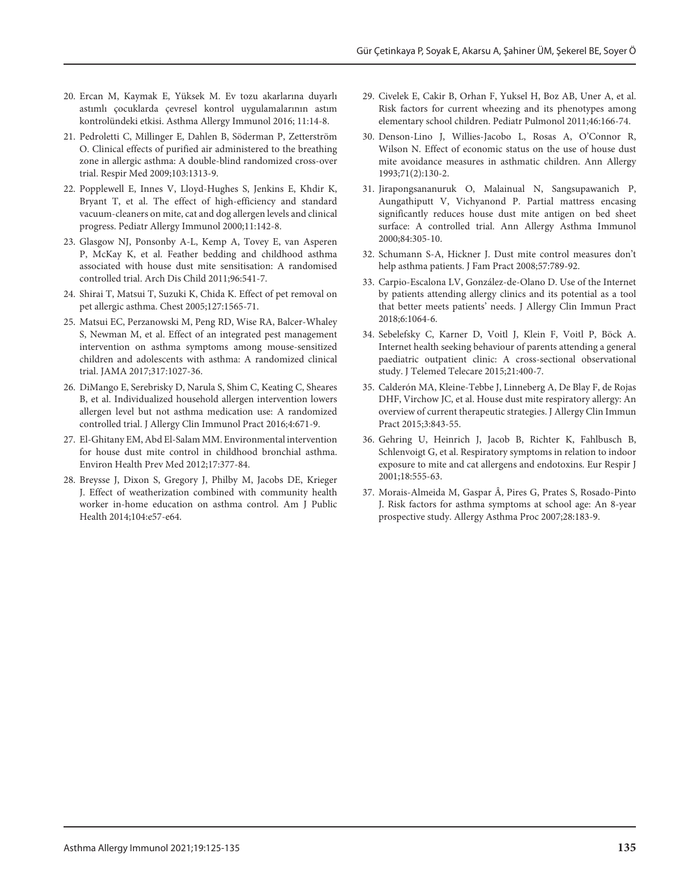20. Ercan M, Kaymak E, Yüksek M. Ev tozu akarlarına duyarlı astımlı çocuklarda çevresel kontrol uygulamalarının astım kontrolündeki etkisi. Asthma Allergy Immunol 2016; 11:14-8.
21. Pedroletti C, Millinger E, Dahlen B, Söderman P, Zetterström O. Clinical effects of purified air administered to the breathing zone in allergic asthma: A double-blind randomized cross-over trial. Respir Med 2009;103:1313-9.
22. Popplewell E, Innes V, Lloyd-Hughes S, Jenkins E, Khdir K, Bryant T, et al. The effect of high-efficiency and standard vacuum-cleaners on mite, cat and dog allergen levels and clinical progress. Pediatr Allergy Immunol 2000;11:142-8.
23. Glasgow NJ, Ponsonby A-L, Kemp A, Tovey E, van Asperen P, McKay K, et al. Feather bedding and childhood asthma associated with house dust mite sensitisation: A randomised controlled trial. Arch Dis Child 2011;96:541-7.
24. Shirai T, Matsui T, Suzuki K, Chida K. Effect of pet removal on pet allergic asthma. Chest 2005;127:1565-71.
25. Matsui EC, Perzanowski M, Peng RD, Wise RA, Balcer-Whaley S, Newman M, et al. Effect of an integrated pest management intervention on asthma symptoms among mouse-sensitized children and adolescents with asthma: A randomized clinical trial. JAMA 2017;317:1027-36.
26. DiMango E, Serebrisky D, Narula S, Shim C, Keating C, Sheares B, et al. Individualized household allergen intervention lowers allergen level but not asthma medication use: A randomized controlled trial. J Allergy Clin Immunol Pract 2016;4:671-9.
27. El-Ghitany EM, Abd El-Salam MM. Environmental intervention for house dust mite control in childhood bronchial asthma. Environ Health Prev Med 2012;17:377-84.
28. Breysse J, Dixon S, Gregory J, Philby M, Jacobs DE, Krieger J. Effect of weatherization combined with community health worker in-home education on asthma control. Am J Public Health 2014;104:e57-e64.
29. Civelek E, Cakir B, Orhan F, Yuksel H, Boz AB, Uner A, et al. Risk factors for current wheezing and its phenotypes among elementary school children. Pediatr Pulmonol 2011;46:166-74.
30. Denson-Lino J, Willies-Jacobo L, Rosas A, O'Connor R, Wilson N. Effect of economic status on the use of house dust mite avoidance measures in asthmatic children. Ann Allergy 1993;71(2):130-2.
31. Jirapongsananuruk O, Malainual N, Sangsupawanich P, Aungathiputt V, Vichyanond P. Partial mattress encasing significantly reduces house dust mite antigen on bed sheet surface: A controlled trial. Ann Allergy Asthma Immunol 2000;84:305-10.
32. Schumann S-A, Hickner J. Dust mite control measures don't help asthma patients. J Fam Pract 2008;57:789-92.
33. Carpio-Escalona LV, González-de-Olano D. Use of the Internet by patients attending allergy clinics and its potential as a tool that better meets patients' needs. J Allergy Clin Immun Pract 2018;6:1064-6.
34. Sebelefsky C, Karner D, Voitl J, Klein F, Voitl P, Böck A. Internet health seeking behaviour of parents attending a general paediatric outpatient clinic: A cross-sectional observational study. J Telemed Telecare 2015;21:400-7.
35. Calderón MA, Kleine-Tebbe J, Linneberg A, De Blay F, de Rojas DHF, Virchow JC, et al. House dust mite respiratory allergy: An overview of current therapeutic strategies. J Allergy Clin Immun Pract 2015;3:843-55.
36. Gehring U, Heinrich J, Jacob B, Richter K, Fahlbusch B, Schlenvoigt G, et al. Respiratory symptoms in relation to indoor exposure to mite and cat allergens and endotoxins. Eur Respir J 2001;18:555-63.
37. Morais-Almeida M, Gaspar Â, Pires G, Prates S, Rosado-Pinto J. Risk factors for asthma symptoms at school age: An 8-year prospective study. Allergy Asthma Proc 2007;28:183-9.